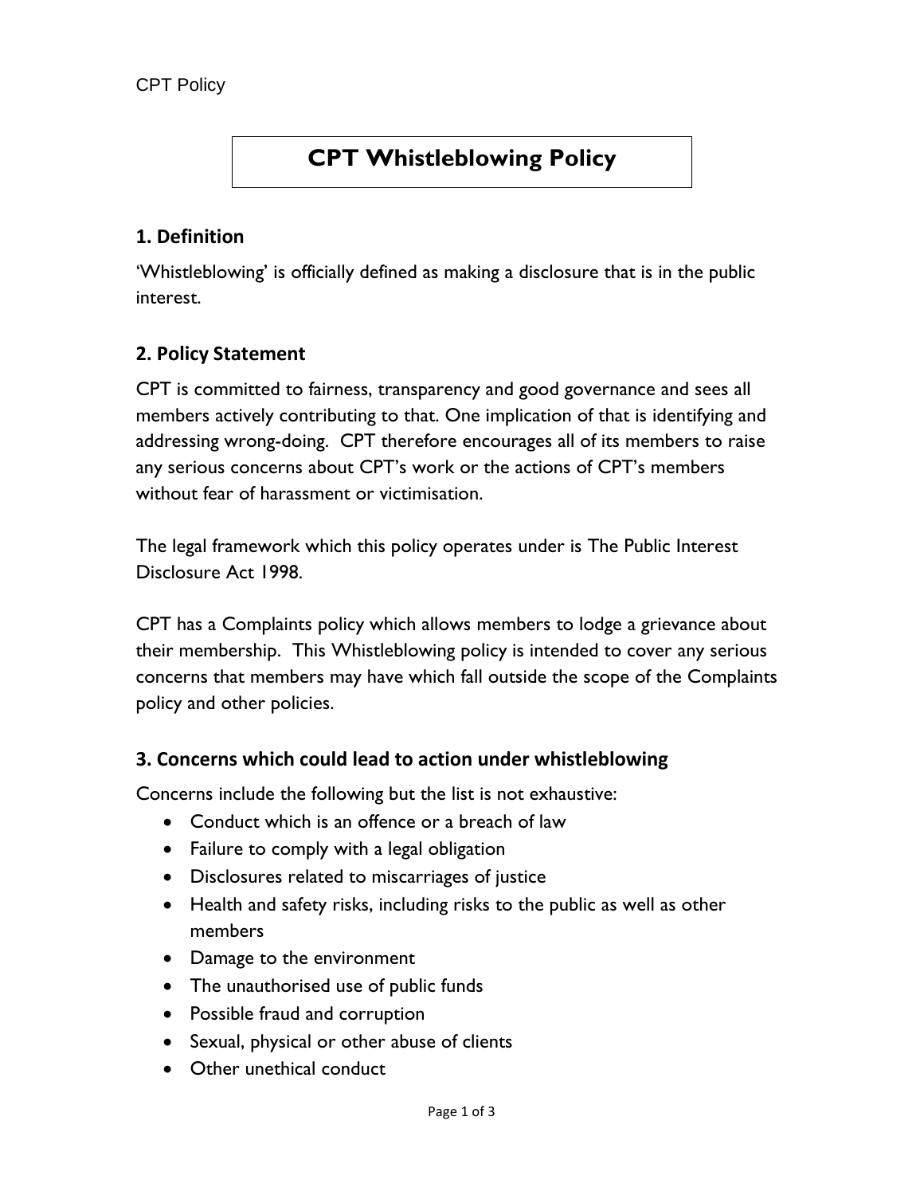# CPT Whistleblowing Policy

## 1. Definition

'Whistleblowing' is officially defined as making a disclosure that is in the public interest.

## 2. Policy Statement

CPT is committed to fairness, transparency and good governance and sees all members actively contributing to that. One implication of that is identifying and addressing wrong-doing. CPT therefore encourages all of its members to raise any serious concerns about CPT's work or the actions of CPT's members without fear of harassment or victimisation.

The legal framework which this policy operates under is The Public Interest Disclosure Act 1998.

CPT has a Complaints policy which allows members to lodge a grievance about their membership. This Whistleblowing policy is intended to cover any serious concerns that members may have which fall outside the scope of the Complaints policy and other policies.

## 3. Concerns which could lead to action under whistleblowing

Concerns include the following but the list is not exhaustive:

- Conduct which is an offence or a breach of law
- Failure to comply with a legal obligation
- Disclosures related to miscarriages of justice
- Health and safety risks, including risks to the public as well as other members
- Damage to the environment
- The unauthorised use of public funds
- Possible fraud and corruption
- Sexual, physical or other abuse of clients
- Other unethical conduct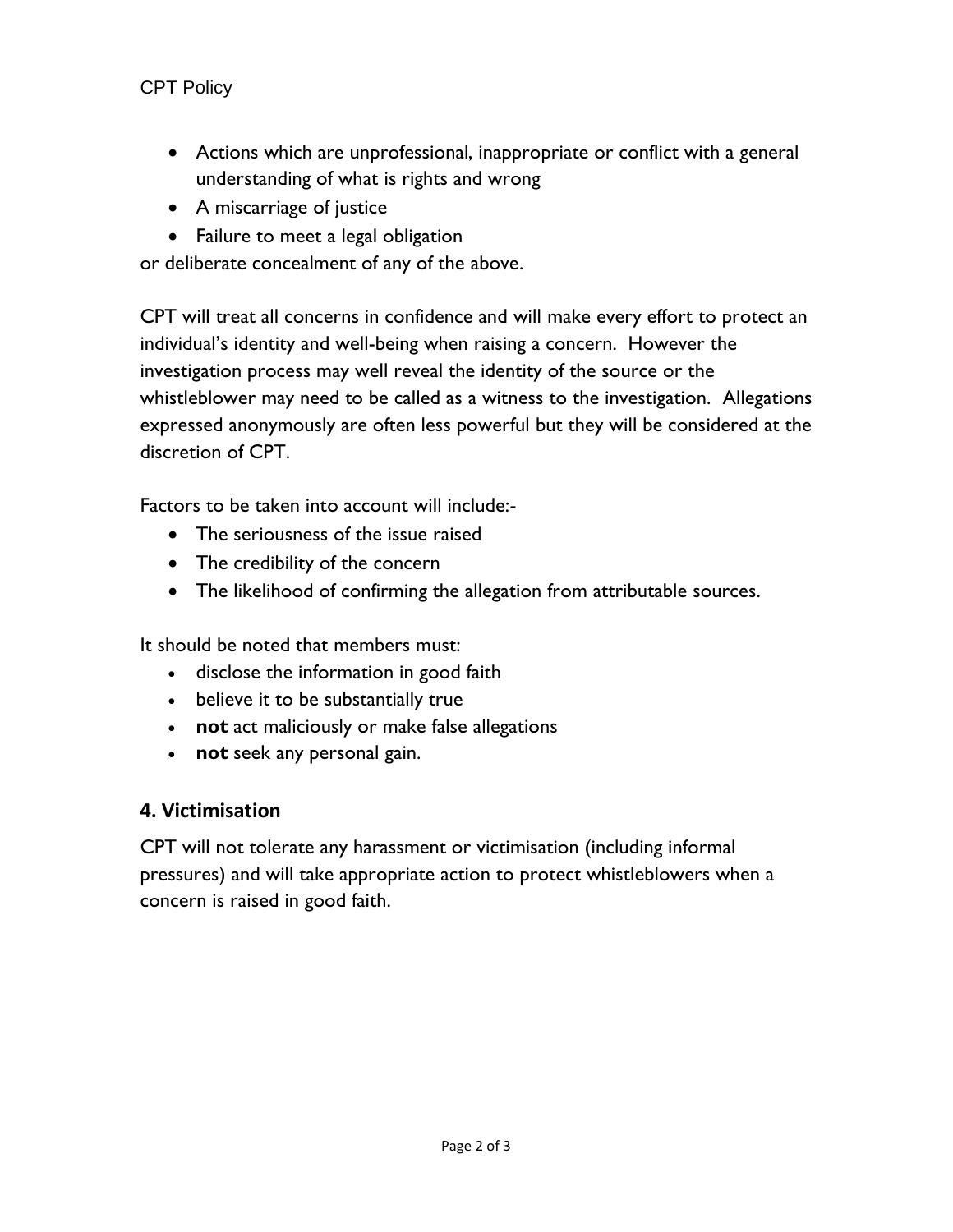- Actions which are unprofessional, inappropriate or conflict with a general understanding of what is rights and wrong
- A miscarriage of justice
- Failure to meet a legal obligation

or deliberate concealment of any of the above.

CPT will treat all concerns in confidence and will make every effort to protect an individual's identity and well-being when raising a concern. However the investigation process may well reveal the identity of the source or the whistleblower may need to be called as a witness to the investigation. Allegations expressed anonymously are often less powerful but they will be considered at the discretion of CPT.

Factors to be taken into account will include:-

- The seriousness of the issue raised
- The credibility of the concern
- The likelihood of confirming the allegation from attributable sources.

It should be noted that members must:

- disclose the information in good faith
- believe it to be substantially true
- **not** act maliciously or make false allegations
- **not** seek any personal gain.

## 4. Victimisation

CPT will not tolerate any harassment or victimisation (including informal pressures) and will take appropriate action to protect whistleblowers when a concern is raised in good faith.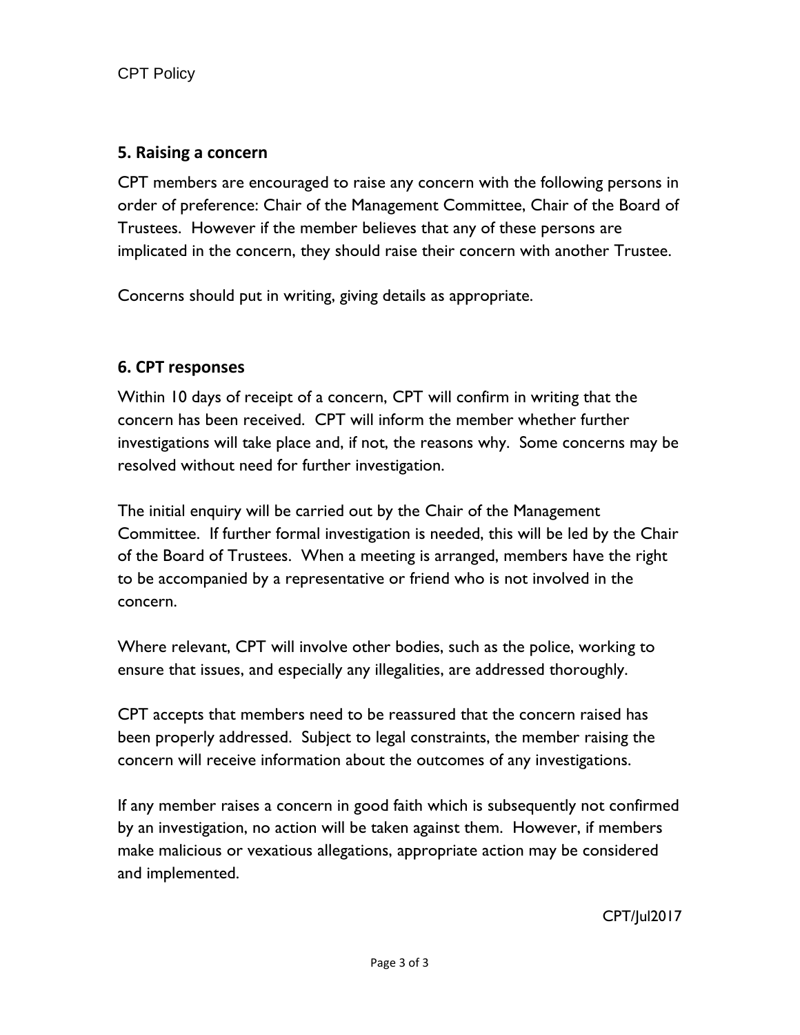## 5. Raising a concern

CPT members are encouraged to raise any concern with the following persons in order of preference: Chair of the Management Committee, Chair of the Board of Trustees. However if the member believes that any of these persons are implicated in the concern, they should raise their concern with another Trustee.

Concerns should put in writing, giving details as appropriate.

## 6. CPT responses

Within 10 days of receipt of a concern, CPT will confirm in writing that the concern has been received. CPT will inform the member whether further investigations will take place and, if not, the reasons why. Some concerns may be resolved without need for further investigation.

The initial enquiry will be carried out by the Chair of the Management Committee. If further formal investigation is needed, this will be led by the Chair of the Board of Trustees. When a meeting is arranged, members have the right to be accompanied by a representative or friend who is not involved in the concern.

Where relevant, CPT will involve other bodies, such as the police, working to ensure that issues, and especially any illegalities, are addressed thoroughly.

CPT accepts that members need to be reassured that the concern raised has been properly addressed. Subject to legal constraints, the member raising the concern will receive information about the outcomes of any investigations.

If any member raises a concern in good faith which is subsequently not confirmed by an investigation, no action will be taken against them. However, if members make malicious or vexatious allegations, appropriate action may be considered and implemented.

CPT/Jul2017